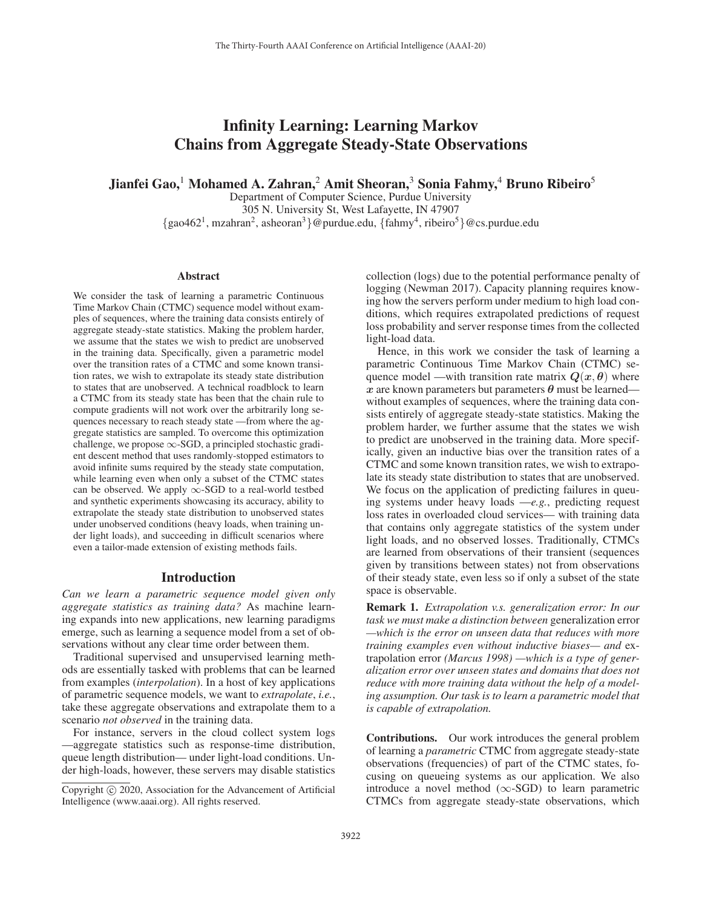# Infinity Learning: Learning Markov Chains from Aggregate Steady-State Observations

**Jianfei Gao,[1] Mohamed A. Zahran,[2] Amit Sheoran,[3] Sonia Fahmy,[4] Bruno Ribeiro[5]**

Department of Computer Science, Purdue University
305 N. University St, West Lafayette, IN 47907
{gao462[1], mzahran[2], asheoran[3]}@purdue.edu, {fahmy[4], ribeiro[5]}@cs.purdue.edu

## Abstract

We consider the task of learning a parametric Continuous Time Markov Chain (CTMC) sequence model without examples of sequences, where the training data consists entirely of aggregate steady-state statistics. Making the problem harder, we assume that the states we wish to predict are unobserved in the training data. Specifically, given a parametric model over the transition rates of a CTMC and some known transition rates, we wish to extrapolate its steady state distribution to states that are unobserved. A technical roadblock to learn a CTMC from its steady state has been that the chain rule to compute gradients will not work over the arbitrarily long sequences necessary to reach steady state —from where the aggregate statistics are sampled. To overcome this optimization challenge, we propose $\infty$-SGD, a principled stochastic gradient descent method that uses randomly-stopped estimators to avoid infinite sums required by the steady state computation, while learning even when only a subset of the CTMC states can be observed. We apply $\infty$-SGD to a real-world testbed and synthetic experiments showcasing its accuracy, ability to extrapolate the steady state distribution to unobserved states under unobserved conditions (heavy loads, when training under light loads), and succeeding in difficult scenarios where even a tailor-made extension of existing methods fails.

## Introduction

*Can we learn a parametric sequence model given only aggregate statistics as training data?* As machine learning expands into new applications, new learning paradigms emerge, such as learning a sequence model from a set of observations without any clear time order between them.

Traditional supervised and unsupervised learning methods are essentially tasked with problems that can be learned from examples (*interpolation*). In a host of key applications of parametric sequence models, we want to *extrapolate*, *i.e.*, take these aggregate observations and extrapolate them to a scenario *not observed* in the training data.

For instance, servers in the cloud collect system logs —aggregate statistics such as response-time distribution, queue length distribution— under light-load conditions. Under high-loads, however, these servers may disable statistics collection (logs) due to the potential performance penalty of logging (Newman 2017). Capacity planning requires knowing how the servers perform under medium to high load conditions, which requires extrapolated predictions of request loss probability and server response times from the collected light-load data.

Hence, in this work we consider the task of learning a parametric Continuous Time Markov Chain (CTMC) sequence model —with transition rate matrix $\boldsymbol{Q}(\boldsymbol{x}, \boldsymbol{\theta})$ where $\boldsymbol{x}$ are known parameters but parameters $\boldsymbol{\theta}$ must be learned— without examples of sequences, where the training data consists entirely of aggregate steady-state statistics. Making the problem harder, we further assume that the states we wish to predict are unobserved in the training data. More specifically, given an inductive bias over the transition rates of a CTMC and some known transition rates, we wish to extrapolate its steady state distribution to states that are unobserved. We focus on the application of predicting failures in queueing systems under heavy loads —*e.g.*, predicting request loss rates in overloaded cloud services— with training data that contains only aggregate statistics of the system under light loads, and no observed losses. Traditionally, CTMCs are learned from observations of their transient (sequences given by transitions between states) not from observations of their steady state, even less so if only a subset of the state space is observable.

**Remark 1.** *Extrapolation v.s. generalization error: In our task we must make a distinction between* generalization error *—which is the error on unseen data that reduces with more training examples even without inductive biases— and* extrapolation error *(Marcus 1998) —which is a type of generalization error over unseen states and domains that does not reduce with more training data without the help of a modeling assumption. Our task is to learn a parametric model that is capable of extrapolation.*

**Contributions.** Our work introduces the general problem of learning a *parametric* CTMC from aggregate steady-state observations (frequencies) of part of the CTMC states, focusing on queueing systems as our application. We also introduce a novel method ($\infty$-SGD) to learn parametric CTMCs from aggregate steady-state observations, which

Copyright © 2020, Association for the Advancement of Artificial Intelligence (www.aaai.org). All rights reserved.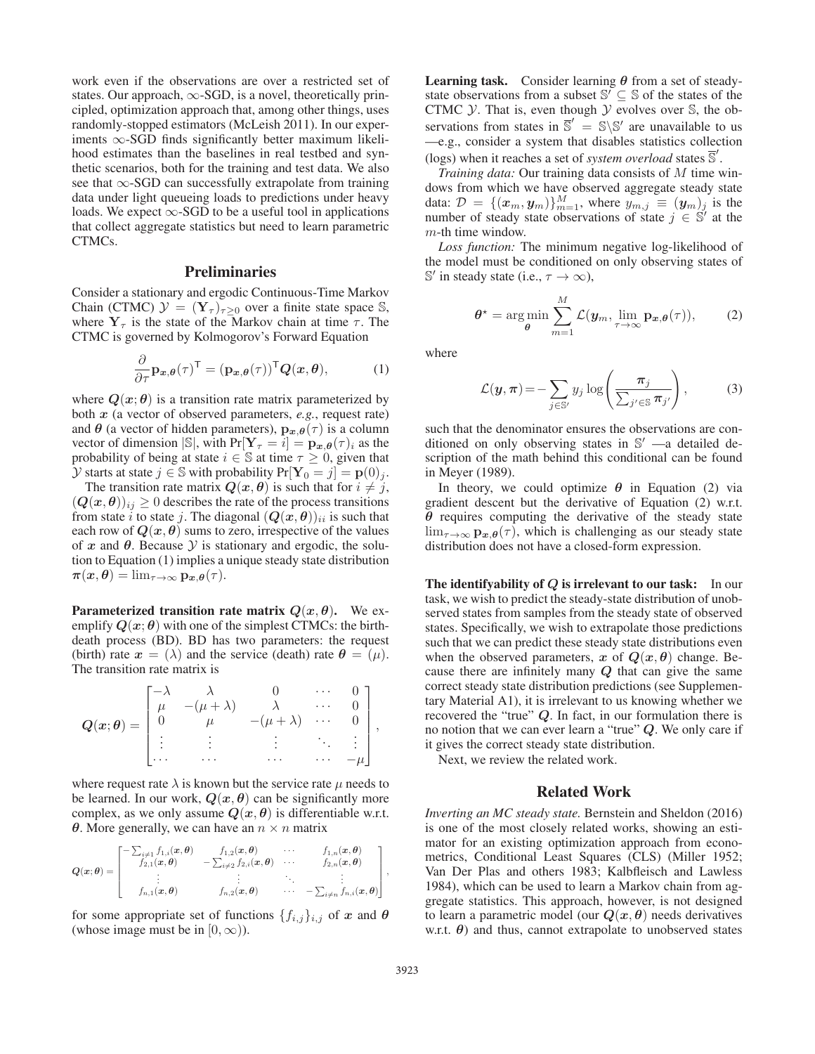work even if the observations are over a restricted set of states. Our approach, $\infty$-SGD, is a novel, theoretically principled, optimization approach that, among other things, uses randomly-stopped estimators (McLeish 2011). In our experiments $\infty$-SGD finds significantly better maximum likelihood estimates than the baselines in real testbed and synthetic scenarios, both for the training and test data. We also see that $\infty$-SGD can successfully extrapolate from training data under light queueing loads to predictions under heavy loads. We expect $\infty$-SGD to be a useful tool in applications that collect aggregate statistics but need to learn parametric CTMCs.

## Preliminaries

Consider a stationary and ergodic Continuous-Time Markov Chain (CTMC) $\mathcal{Y} = (\mathbf{Y}_\tau)_{\tau \geq 0}$ over a finite state space $\mathbb{S}$, where $\mathbf{Y}_\tau$ is the state of the Markov chain at time $\tau$. The CTMC is governed by Kolmogorov's Forward Equation

$$\frac{\partial}{\partial \tau} \mathbf{p}_{\boldsymbol{x},\boldsymbol{\theta}}(\tau)^\mathsf{T} = (\mathbf{p}_{\boldsymbol{x},\boldsymbol{\theta}}(\tau))^\mathsf{T} \boldsymbol{Q}(\boldsymbol{x}, \boldsymbol{\theta}), \tag{1}$$

where $\boldsymbol{Q}(\boldsymbol{x}; \boldsymbol{\theta})$ is a transition rate matrix parameterized by both $\boldsymbol{x}$ (a vector of observed parameters, *e.g.*, request rate) and $\boldsymbol{\theta}$ (a vector of hidden parameters), $\mathbf{p}_{\boldsymbol{x},\boldsymbol{\theta}}(\tau)$ is a column vector of dimension $|\mathbb{S}|$, with $\Pr[\mathbf{Y}_\tau = i] = \mathbf{p}_{\boldsymbol{x},\boldsymbol{\theta}}(\tau)_i$ as the probability of being at state $i \in \mathbb{S}$ at time $\tau \geq 0$, given that $\mathcal{Y}$ starts at state $j \in \mathbb{S}$ with probability $\Pr[\mathbf{Y}_0 = j] = \mathbf{p}(0)_j$.

The transition rate matrix $\boldsymbol{Q}(\boldsymbol{x}, \boldsymbol{\theta})$ is such that for $i \neq j$, $(\boldsymbol{Q}(\boldsymbol{x}, \boldsymbol{\theta}))_{ij} \geq 0$ describes the rate of the process transitions from state $i$ to state $j$. The diagonal $(\boldsymbol{Q}(\boldsymbol{x}, \boldsymbol{\theta}))_{ii}$ is such that each row of $\boldsymbol{Q}(\boldsymbol{x}, \boldsymbol{\theta})$ sums to zero, irrespective of the values of $\boldsymbol{x}$ and $\boldsymbol{\theta}$. Because $\mathcal{Y}$ is stationary and ergodic, the solution to Equation (1) implies a unique steady state distribution $\boldsymbol{\pi}(\boldsymbol{x}, \boldsymbol{\theta}) = \lim_{\tau \to \infty} \mathbf{p}_{\boldsymbol{x},\boldsymbol{\theta}}(\tau)$.

**Parameterized transition rate matrix $\boldsymbol{Q}(\boldsymbol{x}, \boldsymbol{\theta})$.** We exemplify $\boldsymbol{Q}(\boldsymbol{x}; \boldsymbol{\theta})$ with one of the simplest CTMCs: the birth-death process (BD). BD has two parameters: the request (birth) rate $\boldsymbol{x} = (\lambda)$ and the service (death) rate $\boldsymbol{\theta} = (\mu)$. The transition rate matrix is

$$\boldsymbol{Q}(\boldsymbol{x}; \boldsymbol{\theta}) = \begin{bmatrix} -\lambda & \lambda & 0 & \cdots & 0 \\ \mu & -(\mu + \lambda) & \lambda & \cdots & 0 \\ 0 & \mu & -(\mu + \lambda) & \cdots & 0 \\ \vdots & \vdots & \vdots & \ddots & \vdots \\ \cdots & \cdots & \cdots & \cdots & -\mu \end{bmatrix},$$

where request rate $\lambda$ is known but the service rate $\mu$ needs to be learned. In our work, $\boldsymbol{Q}(\boldsymbol{x}, \boldsymbol{\theta})$ can be significantly more complex, as we only assume $\boldsymbol{Q}(\boldsymbol{x}, \boldsymbol{\theta})$ is differentiable w.r.t. $\boldsymbol{\theta}$. More generally, we can have an $n \times n$ matrix

$$\boldsymbol{Q}(\boldsymbol{x}; \boldsymbol{\theta}) = \begin{bmatrix} -\sum_{i \neq 1} f_{1,i}(\boldsymbol{x}, \boldsymbol{\theta}) & f_{1,2}(\boldsymbol{x}, \boldsymbol{\theta}) & \cdots & f_{1,n}(\boldsymbol{x}, \boldsymbol{\theta}) \\ f_{2,1}(\boldsymbol{x}, \boldsymbol{\theta}) & -\sum_{i \neq 2} f_{2,i}(\boldsymbol{x}, \boldsymbol{\theta}) & \cdots & f_{2,n}(\boldsymbol{x}, \boldsymbol{\theta}) \\ \vdots & \vdots & \ddots & \vdots \\ f_{n,1}(\boldsymbol{x}, \boldsymbol{\theta}) & f_{n,2}(\boldsymbol{x}, \boldsymbol{\theta}) & \cdots & -\sum_{i \neq n} f_{n,i}(\boldsymbol{x}, \boldsymbol{\theta}) \end{bmatrix},$$

for some appropriate set of functions $\{f_{i,j}\}_{i,j}$ of $\boldsymbol{x}$ and $\boldsymbol{\theta}$ (whose image must be in $[0, \infty)$).

**Learning task.** Consider learning $\boldsymbol{\theta}$ from a set of steady-state observations from a subset $\mathbb{S}' \subseteq \mathbb{S}$ of the states of the CTMC $\mathcal{Y}$. That is, even though $\mathcal{Y}$ evolves over $\mathbb{S}$, the observations from states in $\overline{\mathbb{S}}' = \mathbb{S} \backslash \mathbb{S}'$ are unavailable to us —e.g., consider a system that disables statistics collection (logs) when it reaches a set of *system overload* states $\overline{\mathbb{S}}'$.

*Training data:* Our training data consists of $M$ time windows from which we have observed aggregate steady state data: $\mathcal{D} = \{(\boldsymbol{x}_m, \boldsymbol{y}_m)\}_{m=1}^M$, where $y_{m,j} \equiv (\boldsymbol{y}_m)_j$ is the number of steady state observations of state $j \in \mathbb{S}'$ at the $m$-th time window.

*Loss function:* The minimum negative log-likelihood of the model must be conditioned on only observing states of $\mathbb{S}'$ in steady state (i.e., $\tau \to \infty$),

$$\boldsymbol{\theta}^\star = \arg\min_{\boldsymbol{\theta}} \sum_{m=1}^M \mathcal{L}(\boldsymbol{y}_m, \lim_{\tau \to \infty} \mathbf{p}_{\boldsymbol{x},\boldsymbol{\theta}}(\tau)), \tag{2}$$

where

$$\mathcal{L}(\boldsymbol{y}, \boldsymbol{\pi}) = -\sum_{j \in \mathbb{S}'} y_j \log\left(\frac{\boldsymbol{\pi}_j}{\sum_{j' \in \mathbb{S}} \boldsymbol{\pi}_{j'}}\right), \tag{3}$$

such that the denominator ensures the observations are conditioned on only observing states in $\mathbb{S}'$ —a detailed description of the math behind this conditional can be found in Meyer (1989).

In theory, we could optimize $\boldsymbol{\theta}$ in Equation (2) via gradient descent but the derivative of Equation (2) w.r.t. $\boldsymbol{\theta}$ requires computing the derivative of the steady state $\lim_{\tau \to \infty} \mathbf{p}_{\boldsymbol{x},\boldsymbol{\theta}}(\tau)$, which is challenging as our steady state distribution does not have a closed-form expression.

**The identifyability of $\boldsymbol{Q}$ is irrelevant to our task:** In our task, we wish to predict the steady-state distribution of unobserved states from samples from the steady state of observed states. Specifically, we wish to extrapolate those predictions such that we can predict these steady state distributions even when the observed parameters, $\boldsymbol{x}$ of $\boldsymbol{Q}(\boldsymbol{x}, \boldsymbol{\theta})$ change. Because there are infinitely many $\boldsymbol{Q}$ that can give the same correct steady state distribution predictions (see Supplementary Material A1), it is irrelevant to us knowing whether we recovered the "true" $\boldsymbol{Q}$. In fact, in our formulation there is no notion that we can ever learn a "true" $\boldsymbol{Q}$. We only care if it gives the correct steady state distribution.

Next, we review the related work.

## Related Work

*Inverting an MC steady state.* Bernstein and Sheldon (2016) is one of the most closely related works, showing an estimator for an existing optimization approach from econometrics, Conditional Least Squares (CLS) (Miller 1952; Van Der Plas and others 1983; Kalbfleisch and Lawless 1984), which can be used to learn a Markov chain from aggregate statistics. This approach, however, is not designed to learn a parametric model (our $\boldsymbol{Q}(\boldsymbol{x}, \boldsymbol{\theta})$ needs derivatives w.r.t. $\boldsymbol{\theta}$) and thus, cannot extrapolate to unobserved states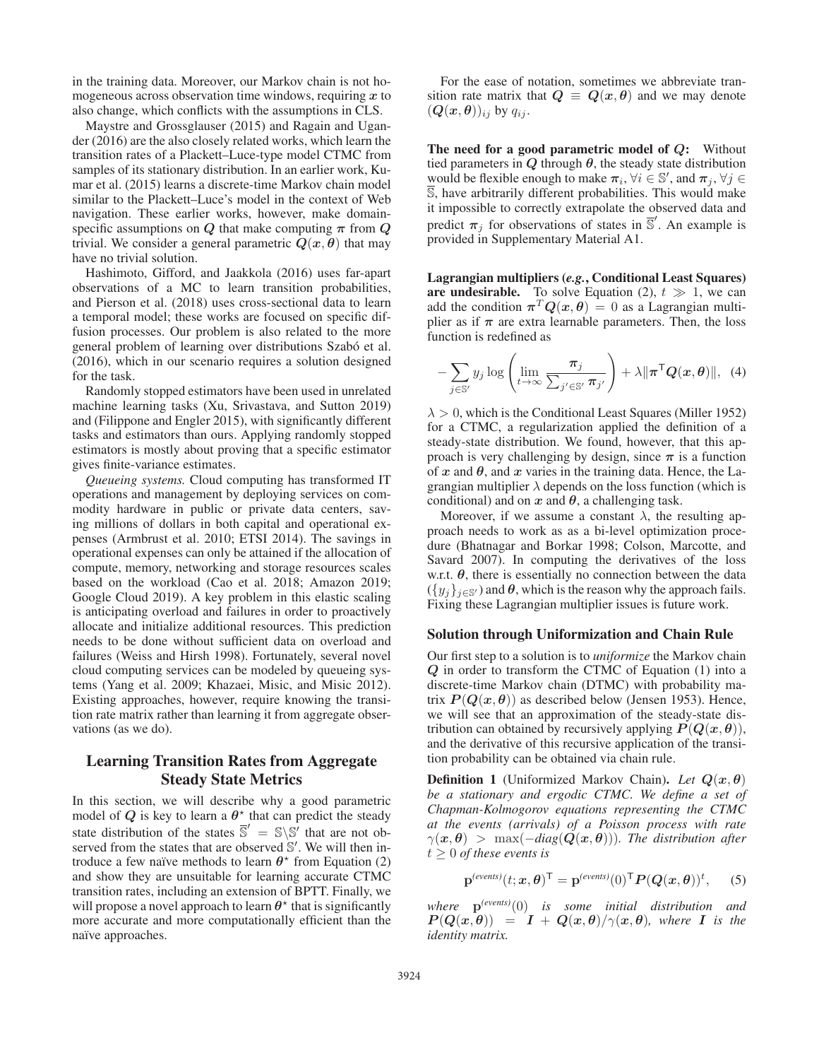in the training data. Moreover, our Markov chain is not homogeneous across observation time windows, requiring $\boldsymbol{x}$ to also change, which conflicts with the assumptions in CLS.

Maystre and Grossglauser (2015) and Ragain and Ugander (2016) are the also closely related works, which learn the transition rates of a Plackett–Luce-type model CTMC from samples of its stationary distribution. In an earlier work, Kumar et al. (2015) learns a discrete-time Markov chain model similar to the Plackett–Luce's model in the context of Web navigation. These earlier works, however, make domain-specific assumptions on $\boldsymbol{Q}$ that make computing $\boldsymbol{\pi}$ from $\boldsymbol{Q}$ trivial. We consider a general parametric $\boldsymbol{Q}(\boldsymbol{x}, \boldsymbol{\theta})$ that may have no trivial solution.

Hashimoto, Gifford, and Jaakkola (2016) uses far-apart observations of a MC to learn transition probabilities, and Pierson et al. (2018) uses cross-sectional data to learn a temporal model; these works are focused on specific diffusion processes. Our problem is also related to the more general problem of learning over distributions Szabó et al. (2016), which in our scenario requires a solution designed for the task.

Randomly stopped estimators have been used in unrelated machine learning tasks (Xu, Srivastava, and Sutton 2019) and (Filippone and Engler 2015), with significantly different tasks and estimators than ours. Applying randomly stopped estimators is mostly about proving that a specific estimator gives finite-variance estimates.

*Queueing systems.* Cloud computing has transformed IT operations and management by deploying services on commodity hardware in public or private data centers, saving millions of dollars in both capital and operational expenses (Armbrust et al. 2010; ETSI 2014). The savings in operational expenses can only be attained if the allocation of compute, memory, networking and storage resources scales based on the workload (Cao et al. 2018; Amazon 2019; Google Cloud 2019). A key problem in this elastic scaling is anticipating overload and failures in order to proactively allocate and initialize additional resources. This prediction needs to be done without sufficient data on overload and failures (Weiss and Hirsh 1998). Fortunately, several novel cloud computing services can be modeled by queueing systems (Yang et al. 2009; Khazaei, Misic, and Misic 2012). Existing approaches, however, require knowing the transition rate matrix rather than learning it from aggregate observations (as we do).

## Learning Transition Rates from Aggregate Steady State Metrics

In this section, we will describe why a good parametric model of $\boldsymbol{Q}$ is key to learn a $\boldsymbol{\theta}^\star$ that can predict the steady state distribution of the states $\overline{\mathbb{S}}' = \mathbb{S} \backslash \mathbb{S}'$ that are not observed from the states that are observed $\mathbb{S}'$. We will then introduce a few naïve methods to learn $\boldsymbol{\theta}^\star$ from Equation (2) and show they are unsuitable for learning accurate CTMC transition rates, including an extension of BPTT. Finally, we will propose a novel approach to learn $\boldsymbol{\theta}^\star$ that is significantly more accurate and more computationally efficient than the naïve approaches.

For the ease of notation, sometimes we abbreviate transition rate matrix that $\boldsymbol{Q} \equiv \boldsymbol{Q}(\boldsymbol{x}, \boldsymbol{\theta})$ and we may denote $(\boldsymbol{Q}(\boldsymbol{x}, \boldsymbol{\theta}))_{ij}$ by $q_{ij}$.

**The need for a good parametric model of $\boldsymbol{Q}$:** Without tied parameters in $\boldsymbol{Q}$ through $\boldsymbol{\theta}$, the steady state distribution would be flexible enough to make $\boldsymbol{\pi}_i, \forall i \in \mathbb{S}'$, and $\boldsymbol{\pi}_j, \forall j \in \overline{\mathbb{S}}$, have arbitrarily different probabilities. This would make it impossible to correctly extrapolate the observed data and predict $\boldsymbol{\pi}_j$ for observations of states in $\overline{\mathbb{S}}'$. An example is provided in Supplementary Material A1.

**Lagrangian multipliers (*e.g.*, Conditional Least Squares) are undesirable.** To solve Equation (2), $t \gg 1$, we can add the condition $\boldsymbol{\pi}^T \boldsymbol{Q}(\boldsymbol{x}, \boldsymbol{\theta}) = 0$ as a Lagrangian multiplier as if $\boldsymbol{\pi}$ are extra learnable parameters. Then, the loss function is redefined as

$$-\sum_{j \in \mathbb{S}'} y_j \log \left( \lim_{t \to \infty} \frac{\boldsymbol{\pi}_j}{\sum_{j' \in \mathbb{S}'} \boldsymbol{\pi}_{j'}} \right) + \lambda \| \boldsymbol{\pi}^\mathsf{T} \boldsymbol{Q}(\boldsymbol{x}, \boldsymbol{\theta}) \|, \quad (4)$$

$\lambda > 0$, which is the Conditional Least Squares (Miller 1952) for a CTMC, a regularization applied the definition of a steady-state distribution. We found, however, that this approach is very challenging by design, since $\boldsymbol{\pi}$ is a function of $\boldsymbol{x}$ and $\boldsymbol{\theta}$, and $\boldsymbol{x}$ varies in the training data. Hence, the Lagrangian multiplier $\lambda$ depends on the loss function (which is conditional) and on $\boldsymbol{x}$ and $\boldsymbol{\theta}$, a challenging task.

Moreover, if we assume a constant $\lambda$, the resulting approach needs to work as as a bi-level optimization procedure (Bhatnagar and Borkar 1998; Colson, Marcotte, and Savard 2007). In computing the derivatives of the loss w.r.t. $\boldsymbol{\theta}$, there is essentially no connection between the data $(\{y_j\}_{j \in \mathbb{S}'})$ and $\boldsymbol{\theta}$, which is the reason why the approach fails. Fixing these Lagrangian multiplier issues is future work.

### Solution through Uniformization and Chain Rule

Our first step to a solution is to *uniformize* the Markov chain $\boldsymbol{Q}$ in order to transform the CTMC of Equation (1) into a discrete-time Markov chain (DTMC) with probability matrix $\boldsymbol{P}(\boldsymbol{Q}(\boldsymbol{x}, \boldsymbol{\theta}))$ as described below (Jensen 1953). Hence, we will see that an approximation of the steady-state distribution can obtained by recursively applying $\boldsymbol{P}(\boldsymbol{Q}(\boldsymbol{x}, \boldsymbol{\theta}))$, and the derivative of this recursive application of the transition probability can be obtained via chain rule.

**Definition 1** (Uniformized Markov Chain). *Let $\boldsymbol{Q}(\boldsymbol{x}, \boldsymbol{\theta})$ be a stationary and ergodic CTMC. We define a set of Chapman-Kolmogorov equations representing the CTMC at the events (arrivals) of a Poisson process with rate $\gamma(\boldsymbol{x}, \boldsymbol{\theta}) > \max(-diag(\boldsymbol{Q}(\boldsymbol{x}, \boldsymbol{\theta})))$. The distribution after $t \geq 0$ of these events is*

$$\mathbf{p}^{(events)}(t; \boldsymbol{x}, \boldsymbol{\theta})^\mathsf{T} = \mathbf{p}^{(events)}(0)^\mathsf{T} \boldsymbol{P}(\boldsymbol{Q}(\boldsymbol{x}, \boldsymbol{\theta}))^t, \quad (5)$$

*where $\mathbf{p}^{(events)}(0)$ is some initial distribution and $\boldsymbol{P}(\boldsymbol{Q}(\boldsymbol{x}, \boldsymbol{\theta})) = \boldsymbol{I} + \boldsymbol{Q}(\boldsymbol{x}, \boldsymbol{\theta})/\gamma(\boldsymbol{x}, \boldsymbol{\theta})$, where $\boldsymbol{I}$ is the identity matrix.*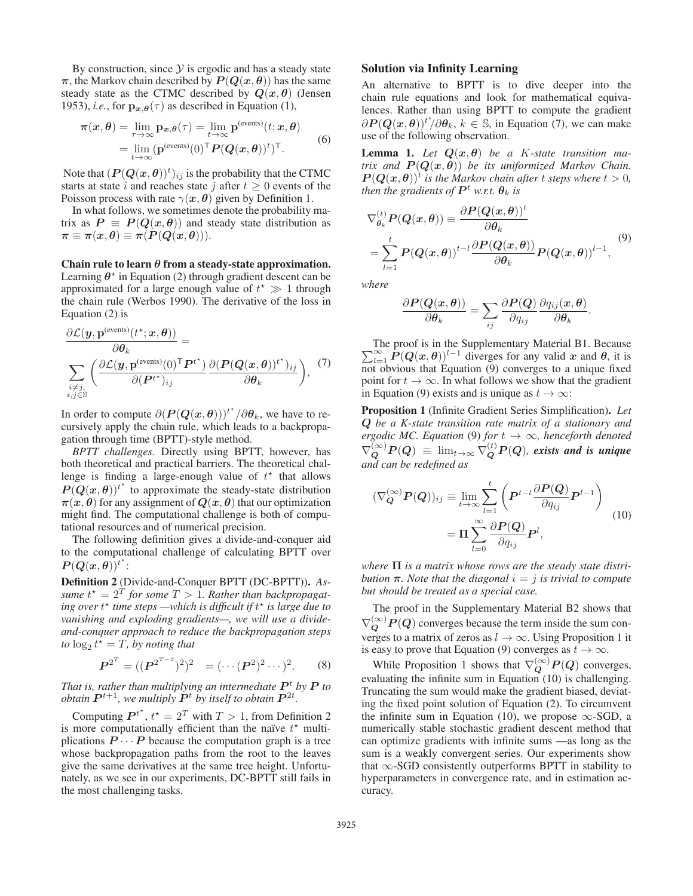By construction, since $\mathcal{Y}$ is ergodic and has a steady state $\boldsymbol{\pi}$, the Markov chain described by $\boldsymbol{P}(\boldsymbol{Q}(\boldsymbol{x}, \boldsymbol{\theta}))$ has the same steady state as the CTMC described by $\boldsymbol{Q}(\boldsymbol{x}, \boldsymbol{\theta})$ (Jensen 1953), *i.e.*, for $\mathbf{p}_{\boldsymbol{x},\boldsymbol{\theta}}(\tau)$ as described in Equation (1),

$$
\begin{aligned}
\boldsymbol{\pi}(\boldsymbol{x}, \boldsymbol{\theta}) &= \lim_{\tau \to \infty} \mathbf{p}_{\boldsymbol{x},\boldsymbol{\theta}}(\tau) = \lim_{t \to \infty} \mathbf{p}^{\text{(events)}}(t; \boldsymbol{x}, \boldsymbol{\theta}) \\
&= \lim_{t \to \infty} (\mathbf{p}^{\text{(events)}}(0)^{\mathsf{T}} \boldsymbol{P}(\boldsymbol{Q}(\boldsymbol{x}, \boldsymbol{\theta}))^t)^{\mathsf{T}}.
\end{aligned}
\tag{6}
$$

Note that $(\boldsymbol{P}(\boldsymbol{Q}(\boldsymbol{x}, \boldsymbol{\theta}))^t)_{ij}$ is the probability that the CTMC starts at state $i$ and reaches state $j$ after $t \geq 0$ events of the Poisson process with rate $\gamma(\boldsymbol{x}, \boldsymbol{\theta})$ given by Definition 1.

In what follows, we sometimes denote the probability matrix as $\boldsymbol{P} \equiv \boldsymbol{P}(\boldsymbol{Q}(\boldsymbol{x}, \boldsymbol{\theta}))$ and steady state distribution as $\boldsymbol{\pi} \equiv \boldsymbol{\pi}(\boldsymbol{x}, \boldsymbol{\theta}) \equiv \boldsymbol{\pi}(\boldsymbol{P}(\boldsymbol{Q}(\boldsymbol{x}, \boldsymbol{\theta})))$.

**Chain rule to learn $\boldsymbol{\theta}$ from a steady-state approximation.** Learning $\boldsymbol{\theta}^\star$ in Equation (2) through gradient descent can be approximated for a large enough value of $t^\star \gg 1$ through the chain rule (Werbos 1990). The derivative of the loss in Equation (2) is

$$
\begin{aligned}
&\frac{\partial \mathcal{L}(\boldsymbol{y}, \mathbf{p}^{\text{(events)}}(t^\star; \boldsymbol{x}, \boldsymbol{\theta}))}{\partial \boldsymbol{\theta}_k} = \\
&\sum_{\substack{i \neq j, \\ i,j \in \mathbb{S}}} \left( \frac{\partial \mathcal{L}(\boldsymbol{y}, \mathbf{p}^{\text{(events)}}(0)^{\mathsf{T}} \boldsymbol{P}^{t^\star})}{\partial (\boldsymbol{P}^{t^\star})_{ij}} \frac{\partial (\boldsymbol{P}(\boldsymbol{Q}(\boldsymbol{x}, \boldsymbol{\theta}))^{t^\star})_{ij}}{\partial \boldsymbol{\theta}_k} \right),
\end{aligned}
\tag{7}
$$

In order to compute $\partial (\boldsymbol{P}(\boldsymbol{Q}(\boldsymbol{x}, \boldsymbol{\theta})))^{t^\star} / \partial \boldsymbol{\theta}_k$, we have to recursively apply the chain rule, which leads to a backpropagation through time (BPTT)-style method.

*BPTT challenges.* Directly using BPTT, however, has both theoretical and practical barriers. The theoretical challenge is finding a large-enough value of $t^\star$ that allows $\boldsymbol{P}(\boldsymbol{Q}(\boldsymbol{x}, \boldsymbol{\theta}))^{t^\star}$ to approximate the steady-state distribution $\boldsymbol{\pi}(\boldsymbol{x}, \boldsymbol{\theta})$ for any assignment of $\boldsymbol{Q}(\boldsymbol{x}, \boldsymbol{\theta})$ that our optimization might find. The computational challenge is both of computational resources and of numerical precision.

The following definition gives a divide-and-conquer aid to the computational challenge of calculating BPTT over $\boldsymbol{P}(\boldsymbol{Q}(\boldsymbol{x}, \boldsymbol{\theta}))^{t^\star}$:

**Definition 2** (Divide-and-Conquer BPTT (DC-BPTT))**.** *Assume $t^\star = 2^T$ for some $T > 1$. Rather than backpropagating over $t^\star$ time steps —which is difficult if $t^\star$ is large due to vanishing and exploding gradients—, we will use a divide-and-conquer approach to reduce the backpropagation steps to $\log_2 t^\star = T$, by noting that*

$$
\boldsymbol{P}^{2^T} = ((\boldsymbol{P}^{2^{T-2}})^2)^2 \quad = (\cdots (\boldsymbol{P}^2)^2 \cdots)^2. \tag{8}
$$

*That is, rather than multiplying an intermediate $\boldsymbol{P}^t$ by $\boldsymbol{P}$ to obtain $\boldsymbol{P}^{t+1}$, we multiply $\boldsymbol{P}^t$ by itself to obtain $\boldsymbol{P}^{2t}$.*

Computing $\boldsymbol{P}^{t^\star}$, $t^\star = 2^T$ with $T > 1$, from Definition 2 is more computationally efficient than the naïve $t^\star$ multiplications $\boldsymbol{P} \cdots \boldsymbol{P}$ because the computation graph is a tree whose backpropagation paths from the root to the leaves give the same derivatives at the same tree height. Unfortunately, as we see in our experiments, DC-BPTT still fails in the most challenging tasks.

## Solution via Infinity Learning

An alternative to BPTT is to dive deeper into the chain rule equations and look for mathematical equivalences. Rather than using BPTT to compute the gradient $\partial \boldsymbol{P}(\boldsymbol{Q}(\boldsymbol{x}, \boldsymbol{\theta}))^{t^\star} / \partial \boldsymbol{\theta}_k$, $k \in \mathbb{S}$, in Equation (7), we can make use of the following observation.

**Lemma 1.** *Let $\boldsymbol{Q}(\boldsymbol{x}, \boldsymbol{\theta})$ be a $K$-state transition matrix and $\boldsymbol{P}(\boldsymbol{Q}(\boldsymbol{x}, \boldsymbol{\theta}))$ be its uniformized Markov Chain. $\boldsymbol{P}(\boldsymbol{Q}(\boldsymbol{x}, \boldsymbol{\theta}))^t$ is the Markov chain after $t$ steps where $t > 0$, then the gradients of $\boldsymbol{P}^t$ w.r.t. $\boldsymbol{\theta}_k$ is*

$$
\begin{aligned}
\nabla^{(t)}_{\boldsymbol{\theta}_k} \boldsymbol{P}(\boldsymbol{Q}(\boldsymbol{x}, \boldsymbol{\theta})) &\equiv \frac{\partial \boldsymbol{P}(\boldsymbol{Q}(\boldsymbol{x}, \boldsymbol{\theta}))^t}{\partial \boldsymbol{\theta}_k} \\
&= \sum_{l=1}^{t} \boldsymbol{P}(\boldsymbol{Q}(\boldsymbol{x}, \boldsymbol{\theta}))^{t-l} \frac{\partial \boldsymbol{P}(\boldsymbol{Q}(\boldsymbol{x}, \boldsymbol{\theta}))}{\partial \boldsymbol{\theta}_k} \boldsymbol{P}(\boldsymbol{Q}(\boldsymbol{x}, \boldsymbol{\theta}))^{l-1},
\end{aligned}
\tag{9}
$$

*where*

$$
\frac{\partial \boldsymbol{P}(\boldsymbol{Q}(\boldsymbol{x}, \boldsymbol{\theta}))}{\partial \boldsymbol{\theta}_k} = \sum_{ij} \frac{\partial \boldsymbol{P}(\boldsymbol{Q})}{\partial q_{ij}} \frac{\partial q_{ij}(\boldsymbol{x}, \boldsymbol{\theta})}{\partial \boldsymbol{\theta}_k}.
$$

The proof is in the Supplementary Material B1. Because $\sum_{l=1}^{\infty} \boldsymbol{P}(\boldsymbol{Q}(\boldsymbol{x}, \boldsymbol{\theta}))^{l-1}$ diverges for any valid $\boldsymbol{x}$ and $\boldsymbol{\theta}$, it is not obvious that Equation (9) converges to a unique fixed point for $t \to \infty$. In what follows we show that the gradient in Equation (9) exists and is unique as $t \to \infty$:

**Proposition 1** (Infinite Gradient Series Simplification)**.** *Let $\boldsymbol{Q}$ be a $K$-state transition rate matrix of a stationary and ergodic MC. Equation (9) for $t \to \infty$, henceforth denoted $\nabla^{(\infty)}_{\boldsymbol{Q}} \boldsymbol{P}(\boldsymbol{Q}) \equiv \lim_{t \to \infty} \nabla^{(t)}_{\boldsymbol{Q}} \boldsymbol{P}(\boldsymbol{Q})$,* ***exists and is unique*** *and can be redefined as*

$$
\begin{aligned}
(\nabla^{(\infty)}_{\boldsymbol{Q}} \boldsymbol{P}(\boldsymbol{Q}))_{ij} &\equiv \lim_{t \to \infty} \sum_{l=1}^{t} \left( \boldsymbol{P}^{t-l} \frac{\partial \boldsymbol{P}(\boldsymbol{Q})}{\partial q_{ij}} \boldsymbol{P}^{l-1} \right) \\
&= \boldsymbol{\Pi} \sum_{l=0}^{\infty} \frac{\partial \boldsymbol{P}(\boldsymbol{Q})}{\partial q_{ij}} \boldsymbol{P}^l,
\end{aligned}
\tag{10}
$$

*where $\boldsymbol{\Pi}$ is a matrix whose rows are the steady state distribution $\boldsymbol{\pi}$. Note that the diagonal $i = j$ is trivial to compute but should be treated as a special case.*

The proof in the Supplementary Material B2 shows that $\nabla^{(\infty)}_{\boldsymbol{Q}} \boldsymbol{P}(\boldsymbol{Q})$ converges because the term inside the sum converges to a matrix of zeros as $l \to \infty$. Using Proposition 1 it is easy to prove that Equation (9) converges as $t \to \infty$.

While Proposition 1 shows that $\nabla^{(\infty)}_{\boldsymbol{Q}} \boldsymbol{P}(\boldsymbol{Q})$ converges, evaluating the infinite sum in Equation (10) is challenging. Truncating the sum would make the gradient biased, deviating the fixed point solution of Equation (2). To circumvent the infinite sum in Equation (10), we propose $\infty$-SGD, a numerically stable stochastic gradient descent method that can optimize gradients with infinite sums —as long as the sum is a weakly convergent series. Our experiments show that $\infty$-SGD consistently outperforms BPTT in stability to hyperparameters in convergence rate, and in estimation accuracy.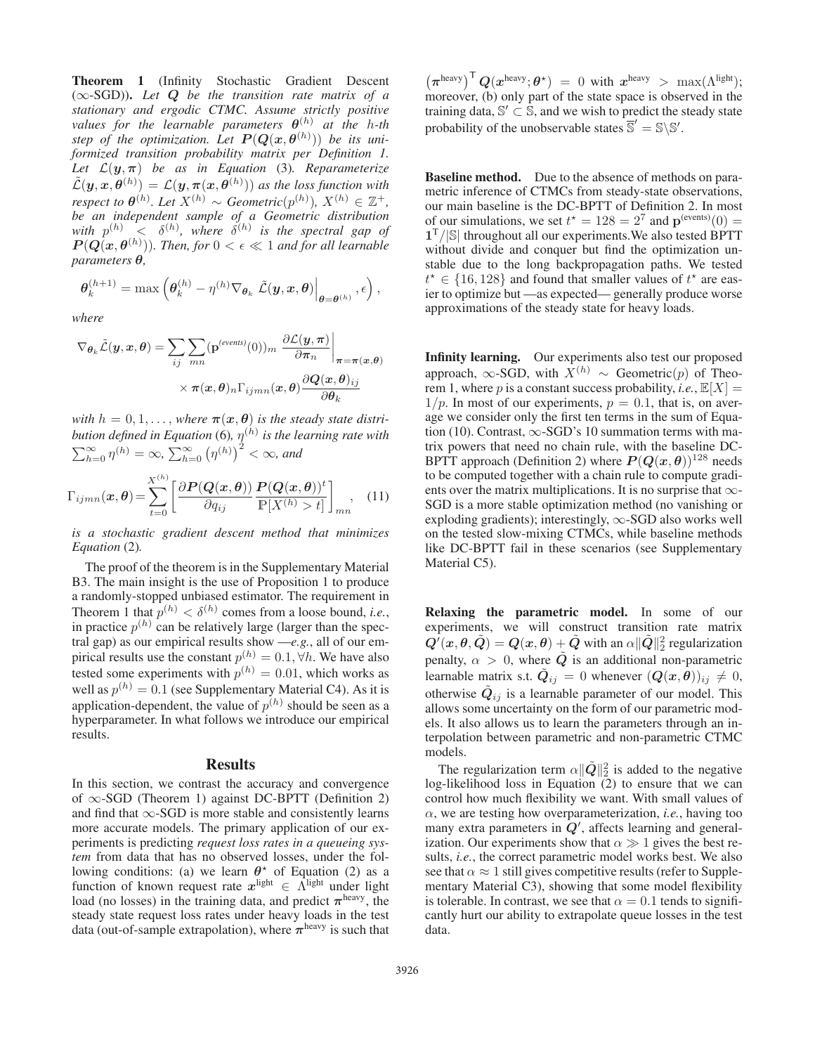**Theorem 1** (Infinity Stochastic Gradient Descent ($\infty$-SGD)). *Let $\boldsymbol{Q}$ be the transition rate matrix of a stationary and ergodic CTMC. Assume strictly positive values for the learnable parameters $\boldsymbol{\theta}^{(h)}$ at the $h$-th step of the optimization. Let $\boldsymbol{P}(\boldsymbol{Q}(\boldsymbol{x}, \boldsymbol{\theta}^{(h)}))$ be its uniformized transition probability matrix per Definition 1. Let $\mathcal{L}(\boldsymbol{y}, \boldsymbol{\pi})$ be as in Equation* (3)*. Reparameterize $\tilde{\mathcal{L}}(\boldsymbol{y}, \boldsymbol{x}, \boldsymbol{\theta}^{(h)}) = \mathcal{L}(\boldsymbol{y}, \boldsymbol{\pi}(\boldsymbol{x}, \boldsymbol{\theta}^{(h)}))$ as the loss function with respect to $\boldsymbol{\theta}^{(h)}$. Let $X^{(h)} \sim$ Geometric$(p^{(h)})$, $X^{(h)} \in \mathbb{Z}^+$, be an independent sample of a Geometric distribution with $p^{(h)} < \delta^{(h)}$, where $\delta^{(h)}$ is the spectral gap of $\boldsymbol{P}(\boldsymbol{Q}(\boldsymbol{x}, \boldsymbol{\theta}^{(h)}))$. Then, for $0 < \epsilon \ll 1$ and for all learnable parameters $\boldsymbol{\theta}$,*

$$\boldsymbol{\theta}_k^{(h+1)} = \max\left(\boldsymbol{\theta}_k^{(h)} - \eta^{(h)} \nabla_{\boldsymbol{\theta}_k} \tilde{\mathcal{L}}(\boldsymbol{y}, \boldsymbol{x}, \boldsymbol{\theta})\Big|_{\boldsymbol{\theta}=\boldsymbol{\theta}^{(h)}}, \epsilon\right),$$

*where*

$$\nabla_{\boldsymbol{\theta}_k} \tilde{\mathcal{L}}(\boldsymbol{y}, \boldsymbol{x}, \boldsymbol{\theta}) = \sum_{ij} \sum_{mn} (\mathbf{p}^{(events)}(0))_m \left.\frac{\partial \mathcal{L}(\boldsymbol{y}, \boldsymbol{\pi})}{\partial \boldsymbol{\pi}_n}\right|_{\boldsymbol{\pi}=\boldsymbol{\pi}(\boldsymbol{x},\boldsymbol{\theta})} \times \boldsymbol{\pi}(\boldsymbol{x}, \boldsymbol{\theta})_n \Gamma_{ijmn}(\boldsymbol{x}, \boldsymbol{\theta}) \frac{\partial \boldsymbol{Q}(\boldsymbol{x}, \boldsymbol{\theta})_{ij}}{\partial \boldsymbol{\theta}_k}$$

*with $h = 0, 1, \ldots$, where $\boldsymbol{\pi}(\boldsymbol{x}, \boldsymbol{\theta})$ is the steady state distribution defined in Equation* (6)*, $\eta^{(h)}$ is the learning rate with $\sum_{h=0}^{\infty} \eta^{(h)} = \infty$, $\sum_{h=0}^{\infty} \left(\eta^{(h)}\right)^2 < \infty$, and*

$$\Gamma_{ijmn}(\boldsymbol{x}, \boldsymbol{\theta}) = \sum_{t=0}^{X^{(h)}} \left[\frac{\partial \boldsymbol{P}(\boldsymbol{Q}(\boldsymbol{x}, \boldsymbol{\theta}))}{\partial q_{ij}} \frac{\boldsymbol{P}(\boldsymbol{Q}(\boldsymbol{x}, \boldsymbol{\theta}))^t}{\mathbb{P}[X^{(h)} > t]}\right]_{mn}, \quad (11)$$

*is a stochastic gradient descent method that minimizes Equation* (2)*.*

The proof of the theorem is in the Supplementary Material B3. The main insight is the use of Proposition 1 to produce a randomly-stopped unbiased estimator. The requirement in Theorem 1 that $p^{(h)} < \delta^{(h)}$ comes from a loose bound, *i.e.*, in practice $p^{(h)}$ can be relatively large (larger than the spectral gap) as our empirical results show —*e.g.*, all of our empirical results use the constant $p^{(h)} = 0.1, \forall h$. We have also tested some experiments with $p^{(h)} = 0.01$, which works as well as $p^{(h)} = 0.1$ (see Supplementary Material C4). As it is application-dependent, the value of $p^{(h)}$ should be seen as a hyperparameter. In what follows we introduce our empirical results.

## Results

In this section, we contrast the accuracy and convergence of $\infty$-SGD (Theorem 1) against DC-BPTT (Definition 2) and find that $\infty$-SGD is more stable and consistently learns more accurate models. The primary application of our experiments is predicting *request loss rates in a queueing system* from data that has no observed losses, under the following conditions: (a) we learn $\boldsymbol{\theta}^\star$ of Equation (2) as a function of known request rate $\boldsymbol{x}^{\text{light}} \in \Lambda^{\text{light}}$ under light load (no losses) in the training data, and predict $\boldsymbol{\pi}^{\text{heavy}}$, the steady state request loss rates under heavy loads in the test data (out-of-sample extrapolation), where $\boldsymbol{\pi}^{\text{heavy}}$ is such that $\left(\boldsymbol{\pi}^{\text{heavy}}\right)^{\mathsf{T}} \boldsymbol{Q}(\boldsymbol{x}^{\text{heavy}}; \boldsymbol{\theta}^\star) = 0$ with $\boldsymbol{x}^{\text{heavy}} > \max(\Lambda^{\text{light}})$; moreover, (b) only part of the state space is observed in the training data, $\mathbb{S}' \subset \mathbb{S}$, and we wish to predict the steady state probability of the unobservable states $\overline{\mathbb{S}}' = \mathbb{S} \backslash \mathbb{S}'$.

**Baseline method.** Due to the absence of methods on parametric inference of CTMCs from steady-state observations, our main baseline is the DC-BPTT of Definition 2. In most of our simulations, we set $t^\star = 128 = 2^7$ and $\mathbf{p}^{\text{(events)}}(0) = \mathbf{1}^{\mathsf{T}}/|\mathbb{S}|$ throughout all our experiments.We also tested BPTT without divide and conquer but find the optimization unstable due to the long backpropagation paths. We tested $t^\star \in \{16, 128\}$ and found that smaller values of $t^\star$ are easier to optimize but —as expected— generally produce worse approximations of the steady state for heavy loads.

**Infinity learning.** Our experiments also test our proposed approach, $\infty$-SGD, with $X^{(h)} \sim$ Geometric$(p)$ of Theorem 1, where $p$ is a constant success probability, *i.e.*, $\mathbb{E}[X] = 1/p$. In most of our experiments, $p = 0.1$, that is, on average we consider only the first ten terms in the sum of Equation (10). Contrast, $\infty$-SGD's 10 summation terms with matrix powers that need no chain rule, with the baseline DC-BPTT approach (Definition 2) where $\boldsymbol{P}(\boldsymbol{Q}(\boldsymbol{x}, \boldsymbol{\theta}))^{128}$ needs to be computed together with a chain rule to compute gradients over the matrix multiplications. It is no surprise that $\infty$-SGD is a more stable optimization method (no vanishing or exploding gradients); interestingly, $\infty$-SGD also works well on the tested slow-mixing CTMCs, while baseline methods like DC-BPTT fail in these scenarios (see Supplementary Material C5).

**Relaxing the parametric model.** In some of our experiments, we will construct transition rate matrix $\boldsymbol{Q}'(\boldsymbol{x}, \boldsymbol{\theta}, \tilde{\boldsymbol{Q}}) = \boldsymbol{Q}(\boldsymbol{x}, \boldsymbol{\theta}) + \tilde{\boldsymbol{Q}}$ with an $\alpha\|\tilde{\boldsymbol{Q}}\|_2^2$ regularization penalty, $\alpha > 0$, where $\tilde{\boldsymbol{Q}}$ is an additional non-parametric learnable matrix s.t. $\tilde{\boldsymbol{Q}}_{ij} = 0$ whenever $(\boldsymbol{Q}(\boldsymbol{x}, \boldsymbol{\theta}))_{ij} \neq 0$, otherwise $\tilde{\boldsymbol{Q}}_{ij}$ is a learnable parameter of our model. This allows some uncertainty on the form of our parametric models. It also allows us to learn the parameters through an interpolation between parametric and non-parametric CTMC models.

The regularization term $\alpha\|\tilde{\boldsymbol{Q}}\|_2^2$ is added to the negative log-likelihood loss in Equation (2) to ensure that we can control how much flexibility we want. With small values of $\alpha$, we are testing how overparameterization, *i.e.*, having too many extra parameters in $\boldsymbol{Q}'$, affects learning and generalization. Our experiments show that $\alpha \gg 1$ gives the best results, *i.e.*, the correct parametric model works best. We also see that $\alpha \approx 1$ still gives competitive results (refer to Supplementary Material C3), showing that some model flexibility is tolerable. In contrast, we see that $\alpha = 0.1$ tends to significantly hurt our ability to extrapolate queue losses in the test data.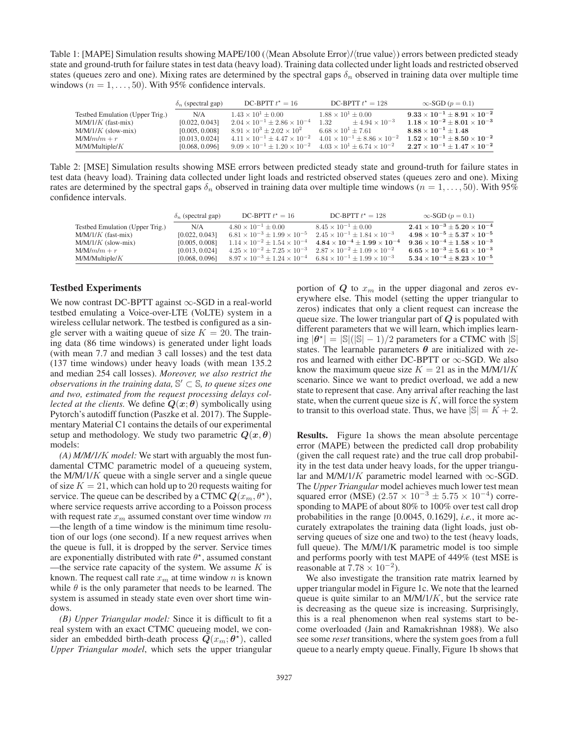Table 1: [MAPE] Simulation results showing MAPE/100 (⟨Mean Absolute Error⟩/⟨true value⟩) errors between predicted steady state and ground-truth for failure states in test data (heavy load). Training data collected under light loads and restricted observed states (queues zero and one). Mixing rates are determined by the spectral gaps $\delta_n$ observed in training data over multiple time windows ($n = 1, \ldots, 50$). With 95% confidence intervals.

| | $\delta_n$ (spectral gap) | DC-BPTT $t^\star = 16$ | DC-BPTT $t^\star = 128$ | $\infty$-SGD ($p = 0.1$) |
|---|---|---|---|---|
| Testbed Emulation (Upper Trig.) | N/A | $1.43 \times 10^{1} \pm 0.00$ | $1.88 \times 10^{1} \pm 0.00$ | $\mathbf{9.33 \times 10^{-1} \pm 8.91 \times 10^{-2}}$ |
| M/M/1/$K$ (fast-mix) | [0.022, 0.043] | $2.04 \times 10^{-1} \pm 2.86 \times 10^{-4}$ | $1.32 \pm 4.94 \times 10^{-3}$ | $\mathbf{1.18 \times 10^{-2} \pm 8.01 \times 10^{-3}}$ |
| M/M/1/$K$ (slow-mix) | [0.005, 0.008] | $8.91 \times 10^{3} \pm 2.02 \times 10^{2}$ | $6.68 \times 10^{1} \pm 7.61$ | $\mathbf{8.88 \times 10^{-1} \pm 1.48}$ |
| M/M/$m$/$m + r$ | [0.013, 0.024] | $4.11 \times 10^{-1} \pm 4.47 \times 10^{-2}$ | $4.01 \times 10^{-1} \pm 8.86 \times 10^{-2}$ | $\mathbf{1.52 \times 10^{-1} \pm 8.50 \times 10^{-2}}$ |
| M/M/Multiple/$K$ | [0.068, 0.096] | $9.09 \times 10^{-1} \pm 1.20 \times 10^{-2}$ | $4.03 \times 10^{1} \pm 6.74 \times 10^{-2}$ | $\mathbf{2.27 \times 10^{-1} \pm 1.47 \times 10^{-2}}$ |

Table 2: [MSE] Simulation results showing MSE errors between predicted steady state and ground-truth for failure states in test data (heavy load). Training data collected under light loads and restricted observed states (queues zero and one). Mixing rates are determined by the spectral gaps $\delta_n$ observed in training data over multiple time windows ($n = 1, \ldots, 50$). With 95% confidence intervals.

| | $\delta_n$ (spectral gap) | DC-BPTT $t^\star = 16$ | DC-BPTT $t^\star = 128$ | $\infty$-SGD ($p = 0.1$) |
|---|---|---|---|---|
| Testbed Emulation (Upper Trig.) | N/A | $4.80 \times 10^{-1} \pm 0.00$ | $8.45 \times 10^{-1} \pm 0.00$ | $\mathbf{2.41 \times 10^{-3} \pm 5.20 \times 10^{-4}}$ |
| M/M/1/$K$ (fast-mix) | [0.022, 0.043] | $6.81 \times 10^{-3} \pm 1.99 \times 10^{-5}$ | $2.45 \times 10^{-1} \pm 1.84 \times 10^{-3}$ | $\mathbf{4.98 \times 10^{-5} \pm 5.37 \times 10^{-5}}$ |
| M/M/1/$K$ (slow-mix) | [0.005, 0.008] | $1.14 \times 10^{-2} \pm 1.54 \times 10^{-4}$ | $\mathbf{4.84 \times 10^{-4} \pm 1.99 \times 10^{-4}}$ | $\mathbf{9.36 \times 10^{-4} \pm 1.58 \times 10^{-3}}$ |
| M/M/$m$/$m + r$ | [0.013, 0.024] | $4.25 \times 10^{-2} \pm 7.25 \times 10^{-3}$ | $2.87 \times 10^{-2} \pm 1.09 \times 10^{-2}$ | $\mathbf{6.65 \times 10^{-3} \pm 5.61 \times 10^{-3}}$ |
| M/M/Multiple/$K$ | [0.068, 0.096] | $8.97 \times 10^{-3} \pm 1.24 \times 10^{-4}$ | $6.84 \times 10^{-1} \pm 1.99 \times 10^{-3}$ | $\mathbf{5.34 \times 10^{-4} \pm 8.23 \times 10^{-5}}$ |

## Testbed Experiments

We now contrast DC-BPTT against $\infty$-SGD in a real-world testbed emulating a Voice-over-LTE (VoLTE) system in a wireless cellular network. The testbed is configured as a single server with a waiting queue of size $K = 20$. The training data (86 time windows) is generated under light loads (with mean 7.7 and median 3 call losses) and the test data (137 time windows) under heavy loads (with mean 135.2 and median 254 call losses). *Moreover, we also restrict the observations in the training data, $\mathbb{S}' \subset \mathbb{S}$, to queue sizes one and two, estimated from the request processing delays collected at the clients.* We define $\boldsymbol{Q}(\boldsymbol{x}; \boldsymbol{\theta})$ symbolically using Pytorch's autodiff function (Paszke et al. 2017). The Supplementary Material C1 contains the details of our experimental setup and methodology. We study two parametric $\boldsymbol{Q}(\boldsymbol{x}, \boldsymbol{\theta})$ models:

*(A) M/M/1/K model:* We start with arguably the most fundamental CTMC parametric model of a queueing system, the M/M/1/$K$ queue with a single server and a single queue of size $K = 21$, which can hold up to 20 requests waiting for service. The queue can be described by a CTMC $\boldsymbol{Q}(x_m, \theta^\star)$, where service requests arrive according to a Poisson process with request rate $x_m$ assumed constant over time window $m$ —the length of a time window is the minimum time resolution of our logs (one second). If a new request arrives when the queue is full, it is dropped by the server. Service times are exponentially distributed with rate $\theta^\star$, assumed constant —the service rate capacity of the system. We assume $K$ is known. The request call rate $x_m$ at time window $n$ is known while $\theta$ is the only parameter that needs to be learned. The system is assumed in steady state even over short time windows.

*(B) Upper Triangular model:* Since it is difficult to fit a real system with an exact CTMC queueing model, we consider an embedded birth-death process $\boldsymbol{Q}(x_m; \boldsymbol{\theta}^\star)$, called *Upper Triangular model*, which sets the upper triangular portion of $\boldsymbol{Q}$ to $x_m$ in the upper diagonal and zeros everywhere else. This model (setting the upper triangular to zeros) indicates that only a client request can increase the queue size. The lower triangular part of $\boldsymbol{Q}$ is populated with different parameters that we will learn, which implies learning $|\boldsymbol{\theta}^\star| = |\mathbb{S}|(|\mathbb{S}| - 1)/2$ parameters for a CTMC with $|\mathbb{S}|$ states. The learnable parameters $\boldsymbol{\theta}$ are initialized with zeros and learned with either DC-BPTT or $\infty$-SGD. We also know the maximum queue size $K = 21$ as in the M/M/1/$K$ scenario. Since we want to predict overload, we add a new state to represent that case. Any arrival after reaching the last state, when the current queue size is $K$, will force the system to transit to this overload state. Thus, we have $|\mathbb{S}| = K + 2$.

**Results.** Figure 1a shows the mean absolute percentage error (MAPE) between the predicted call drop probability (given the call request rate) and the true call drop probability in the test data under heavy loads, for the upper triangular and M/M/1/$K$ parametric model learned with $\infty$-SGD. The *Upper Triangular* model achieves much lower test mean squared error (MSE) ($2.57 \times 10^{-3} \pm 5.75 \times 10^{-4}$) corresponding to MAPE of about 80% to 100% over test call drop probabilities in the range [0.0045, 0.1629], *i.e.*, it more accurately extrapolates the training data (light loads, just observing queues of size one and two) to the test (heavy loads, full queue). The M/M/1/K parametric model is too simple and performs poorly with test MAPE of 449% (test MSE is reasonable at $7.78 \times 10^{-2}$).

We also investigate the transition rate matrix learned by upper triangular model in Figure 1c. We note that the learned queue is quite similar to an M/M/1/$K$, but the service rate is decreasing as the queue size is increasing. Surprisingly, this is a real phenomenon when real systems start to become overloaded (Jain and Ramakrishnan 1988). We also see some *reset* transitions, where the system goes from a full queue to a nearly empty queue. Finally, Figure 1b shows that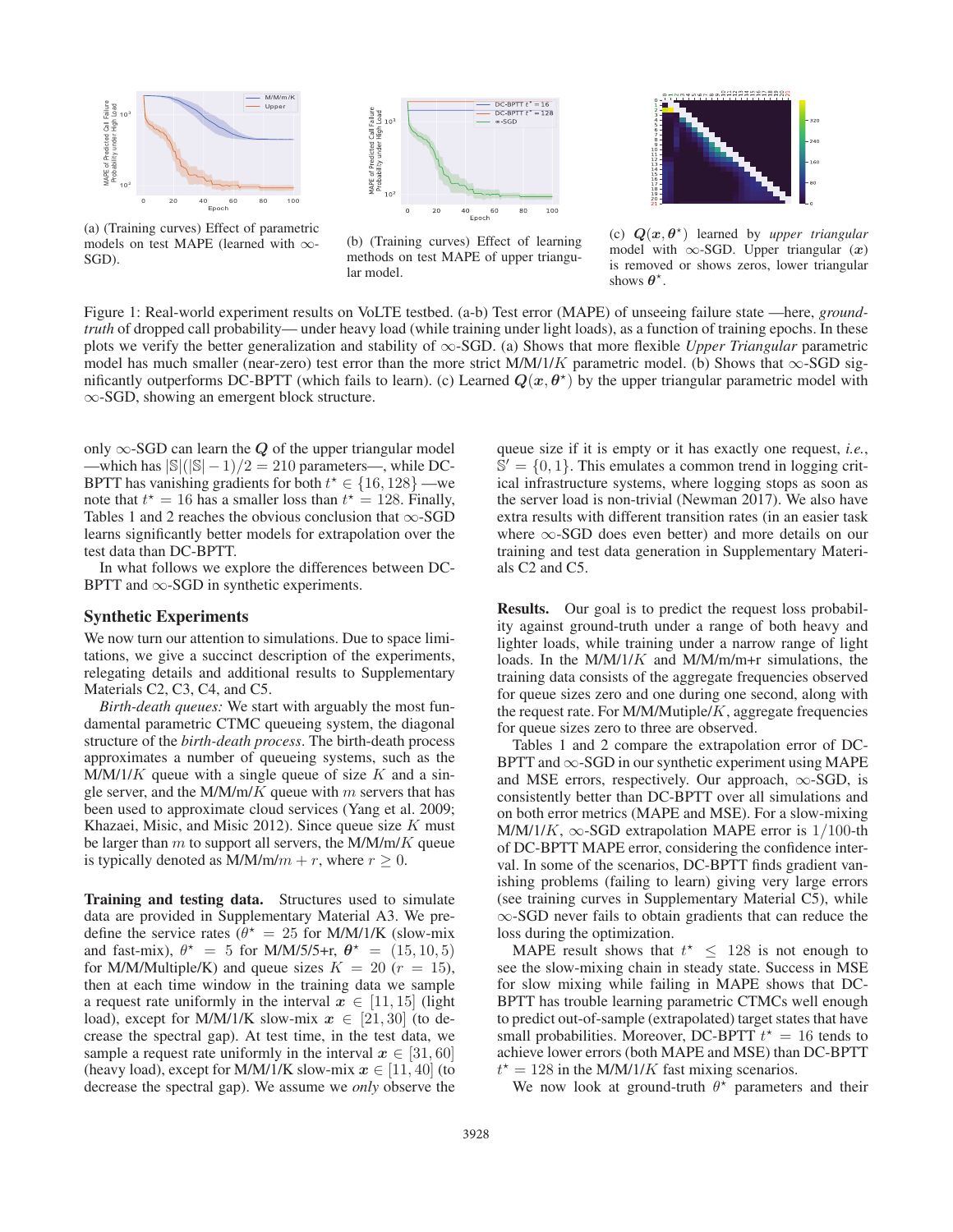(a) (Training curves) Effect of parametric models on test MAPE (learned with $\infty$-SGD).

(b) (Training curves) Effect of learning methods on test MAPE of upper triangular model.

(c) $\boldsymbol{Q}(\boldsymbol{x}, \boldsymbol{\theta}^\star)$ learned by *upper triangular* model with $\infty$-SGD. Upper triangular ($\boldsymbol{x}$) is removed or shows zeros, lower triangular shows $\boldsymbol{\theta}^\star$.

Figure 1: Real-world experiment results on VoLTE testbed. (a-b) Test error (MAPE) of unseeing failure state —here, *ground-truth* of dropped call probability— under heavy load (while training under light loads), as a function of training epochs. In these plots we verify the better generalization and stability of $\infty$-SGD. (a) Shows that more flexible *Upper Triangular* parametric model has much smaller (near-zero) test error than the more strict M/M/1/$K$ parametric model. (b) Shows that $\infty$-SGD significantly outperforms DC-BPTT (which fails to learn). (c) Learned $\boldsymbol{Q}(\boldsymbol{x}, \boldsymbol{\theta}^\star)$ by the upper triangular parametric model with $\infty$-SGD, showing an emergent block structure.

only $\infty$-SGD can learn the $\boldsymbol{Q}$ of the upper triangular model —which has $|\mathbb{S}|(|\mathbb{S}|-1)/2 = 210$ parameters—, while DC-BPTT has vanishing gradients for both $t^\star \in \{16, 128\}$ —we note that $t^\star = 16$ has a smaller loss than $t^\star = 128$. Finally, Tables 1 and 2 reaches the obvious conclusion that $\infty$-SGD learns significantly better models for extrapolation over the test data than DC-BPTT.

In what follows we explore the differences between DC-BPTT and $\infty$-SGD in synthetic experiments.

## Synthetic Experiments

We now turn our attention to simulations. Due to space limitations, we give a succinct description of the experiments, relegating details and additional results to Supplementary Materials C2, C3, C4, and C5.

*Birth-death queues:* We start with arguably the most fundamental parametric CTMC queueing system, the diagonal structure of the *birth-death process*. The birth-death process approximates a number of queueing systems, such as the M/M/1/$K$ queue with a single queue of size $K$ and a single server, and the M/M/m/$K$ queue with $m$ servers that has been used to approximate cloud services (Yang et al. 2009; Khazaei, Misic, and Misic 2012). Since queue size $K$ must be larger than $m$ to support all servers, the M/M/m/$K$ queue is typically denoted as M/M/m/$m+r$, where $r \geq 0$.

**Training and testing data.** Structures used to simulate data are provided in Supplementary Material A3. We predefine the service rates ($\theta^\star = 25$ for M/M/1/K (slow-mix and fast-mix), $\theta^\star = 5$ for M/M/5/5+r, $\boldsymbol{\theta}^\star = (15, 10, 5)$ for M/M/Multiple/K) and queue sizes $K = 20$ ($r = 15$), then at each time window in the training data we sample a request rate uniformly in the interval $\boldsymbol{x} \in [11, 15]$ (light load), except for M/M/1/K slow-mix $\boldsymbol{x} \in [21, 30]$ (to decrease the spectral gap). At test time, in the test data, we sample a request rate uniformly in the interval $\boldsymbol{x} \in [31, 60]$ (heavy load), except for M/M/1/K slow-mix $\boldsymbol{x} \in [11, 40]$ (to decrease the spectral gap). We assume we *only* observe the queue size if it is empty or it has exactly one request, *i.e.*, $\mathbb{S}' = \{0, 1\}$. This emulates a common trend in logging critical infrastructure systems, where logging stops as soon as the server load is non-trivial (Newman 2017). We also have extra results with different transition rates (in an easier task where $\infty$-SGD does even better) and more details on our training and test data generation in Supplementary Materials C2 and C5.

**Results.** Our goal is to predict the request loss probability against ground-truth under a range of both heavy and lighter loads, while training under a narrow range of light loads. In the M/M/1/$K$ and M/M/m/m+r simulations, the training data consists of the aggregate frequencies observed for queue sizes zero and one during one second, along with the request rate. For M/M/Mutiple/$K$, aggregate frequencies for queue sizes zero to three are observed.

Tables 1 and 2 compare the extrapolation error of DC-BPTT and $\infty$-SGD in our synthetic experiment using MAPE and MSE errors, respectively. Our approach, $\infty$-SGD, is consistently better than DC-BPTT over all simulations and on both error metrics (MAPE and MSE). For a slow-mixing M/M/1/$K$, $\infty$-SGD extrapolation MAPE error is $1/100$-th of DC-BPTT MAPE error, considering the confidence interval. In some of the scenarios, DC-BPTT finds gradient vanishing problems (failing to learn) giving very large errors (see training curves in Supplementary Material C5), while $\infty$-SGD never fails to obtain gradients that can reduce the loss during the optimization.

MAPE result shows that $t^\star \leq 128$ is not enough to see the slow-mixing chain in steady state. Success in MSE for slow mixing while failing in MAPE shows that DC-BPTT has trouble learning parametric CTMCs well enough to predict out-of-sample (extrapolated) target states that have small probabilities. Moreover, DC-BPTT $t^\star = 16$ tends to achieve lower errors (both MAPE and MSE) than DC-BPTT $t^\star = 128$ in the M/M/1/$K$ fast mixing scenarios.

We now look at ground-truth $\theta^\star$ parameters and their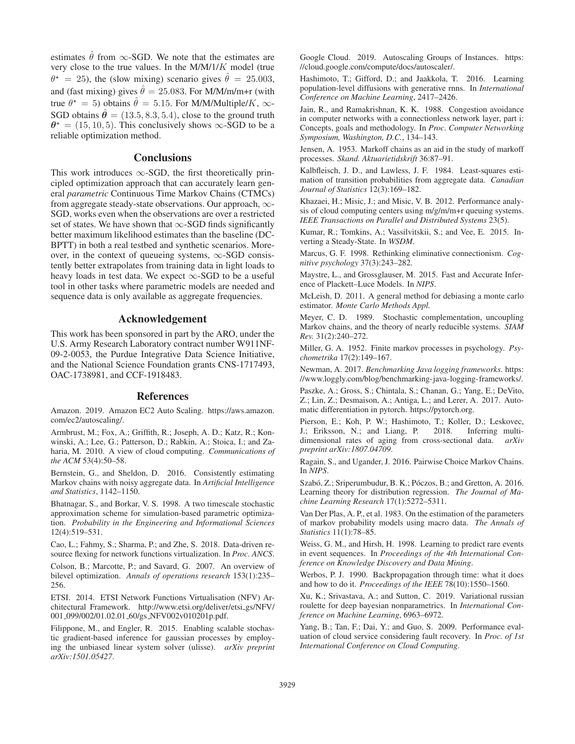estimates $\hat{\theta}$ from $\infty$-SGD. We note that the estimates are very close to the true values. In the M/M/1/$K$ model (true $\theta^\star = 25$), the (slow mixing) scenario gives $\hat{\theta} = 25.003$, and (fast mixing) gives $\hat{\theta} = 25.083$. For M/M/m/m+r (with true $\theta^\star = 5$) obtains $\hat{\theta} = 5.15$. For M/M/Multiple/$K$, $\infty$-SGD obtains $\hat{\boldsymbol{\theta}} = (13.5, 8.3, 5.4)$, close to the ground truth $\boldsymbol{\theta}^\star = (15, 10, 5)$. This conclusively shows $\infty$-SGD to be a reliable optimization method.

## Conclusions

This work introduces $\infty$-SGD, the first theoretically principled optimization approach that can accurately learn general *parametric* Continuous Time Markov Chains (CTMCs) from aggregate steady-state observations. Our approach, $\infty$-SGD, works even when the observations are over a restricted set of states. We have shown that $\infty$-SGD finds significantly better maximum likelihood estimates than the baseline (DC-BPTT) in both a real testbed and synthetic scenarios. Moreover, in the context of queueing systems, $\infty$-SGD consistently better extrapolates from training data in light loads to heavy loads in test data. We expect $\infty$-SGD to be a useful tool in other tasks where parametric models are needed and sequence data is only available as aggregate frequencies.

## Acknowledgement

This work has been sponsored in part by the ARO, under the U.S. Army Research Laboratory contract number W911NF-09-2-0053, the Purdue Integrative Data Science Initiative, and the National Science Foundation grants CNS-1717493, OAC-1738981, and CCF-1918483.

## References

Amazon. 2019. Amazon EC2 Auto Scaling. https://aws.amazon.com/ec2/autoscaling/.

Armbrust, M.; Fox, A.; Griffith, R.; Joseph, A. D.; Katz, R.; Konwinski, A.; Lee, G.; Patterson, D.; Rabkin, A.; Stoica, I.; and Zaharia, M. 2010. A view of cloud computing. *Communications of the ACM* 53(4):50–58.

Bernstein, G., and Sheldon, D. 2016. Consistently estimating Markov chains with noisy aggregate data. In *Artificial Intelligence and Statistics*, 1142–1150.

Bhatnagar, S., and Borkar, V. S. 1998. A two timescale stochastic approximation scheme for simulation-based parametric optimization. *Probability in the Engineering and Informational Sciences* 12(4):519–531.

Cao, L.; Fahmy, S.; Sharma, P.; and Zhe, S. 2018. Data-driven resource flexing for network functions virtualization. In *Proc. ANCS*.

Colson, B.; Marcotte, P.; and Savard, G. 2007. An overview of bilevel optimization. *Annals of operations research* 153(1):235–256.

ETSI. 2014. ETSI Network Functions Virtualisation (NFV) Architectural Framework. http://www.etsi.org/deliver/etsi_gs/NFV/001_099/002/01.02.01_60/gs_NFV002v010201p.pdf.

Filippone, M., and Engler, R. 2015. Enabling scalable stochastic gradient-based inference for gaussian processes by employing the unbiased linear system solver (ulisse). *arXiv preprint arXiv:1501.05427*.

Google Cloud. 2019. Autoscaling Groups of Instances. https://cloud.google.com/compute/docs/autoscaler/.

Hashimoto, T.; Gifford, D.; and Jaakkola, T. 2016. Learning population-level diffusions with generative rnns. In *International Conference on Machine Learning*, 2417–2426.

Jain, R., and Ramakrishnan, K. K. 1988. Congestion avoidance in computer networks with a connectionless network layer, part i: Concepts, goals and methodology. In *Proc. Computer Networking Symposium, Washington, D.C.*, 134–143.

Jensen, A. 1953. Markoff chains as an aid in the study of markoff processes. *Skand. Aktuarietidskrift* 36:87–91.

Kalbfleisch, J. D., and Lawless, J. F. 1984. Least-squares estimation of transition probabilities from aggregate data. *Canadian Journal of Statistics* 12(3):169–182.

Khazaei, H.; Misic, J.; and Misic, V. B. 2012. Performance analysis of cloud computing centers using m/g/m/m+r queuing systems. *IEEE Transactions on Parallel and Distributed Systems* 23(5).

Kumar, R.; Tomkins, A.; Vassilvitskii, S.; and Vee, E. 2015. Inverting a Steady-State. In *WSDM*.

Marcus, G. F. 1998. Rethinking eliminative connectionism. *Cognitive psychology* 37(3):243–282.

Maystre, L., and Grossglauser, M. 2015. Fast and Accurate Inference of Plackett–Luce Models. In *NIPS*.

McLeish, D. 2011. A general method for debiasing a monte carlo estimator. *Monte Carlo Methods Appl.*

Meyer, C. D. 1989. Stochastic complementation, uncoupling Markov chains, and the theory of nearly reducible systems. *SIAM Rev.* 31(2):240–272.

Miller, G. A. 1952. Finite markov processes in psychology. *Psychometrika* 17(2):149–167.

Newman, A. 2017. *Benchmarking Java logging frameworks*. https://www.loggly.com/blog/benchmarking-java-logging-frameworks/.

Paszke, A.; Gross, S.; Chintala, S.; Chanan, G.; Yang, E.; DeVito, Z.; Lin, Z.; Desmaison, A.; Antiga, L.; and Lerer, A. 2017. Automatic differentiation in pytorch. https://pytorch.org.

Pierson, E.; Koh, P. W.; Hashimoto, T.; Koller, D.; Leskovec, J.; Eriksson, N.; and Liang, P. 2018. Inferring multi-dimensional rates of aging from cross-sectional data. *arXiv preprint arXiv:1807.04709*.

Ragain, S., and Ugander, J. 2016. Pairwise Choice Markov Chains. In *NIPS*.

Szabó, Z.; Sriperumbudur, B. K.; Póczos, B.; and Gretton, A. 2016. Learning theory for distribution regression. *The Journal of Machine Learning Research* 17(1):5272–5311.

Van Der Plas, A. P., et al. 1983. On the estimation of the parameters of markov probability models using macro data. *The Annals of Statistics* 11(1):78–85.

Weiss, G. M., and Hirsh, H. 1998. Learning to predict rare events in event sequences. In *Proceedings of the 4th International Conference on Knowledge Discovery and Data Mining*.

Werbos, P. J. 1990. Backpropagation through time: what it does and how to do it. *Proceedings of the IEEE* 78(10):1550–1560.

Xu, K.; Srivastava, A.; and Sutton, C. 2019. Variational russian roulette for deep bayesian nonparametrics. In *International Conference on Machine Learning*, 6963–6972.

Yang, B.; Tan, F.; Dai, Y.; and Guo, S. 2009. Performance evaluation of cloud service considering fault recovery. In *Proc. of 1st International Conference on Cloud Computing*.